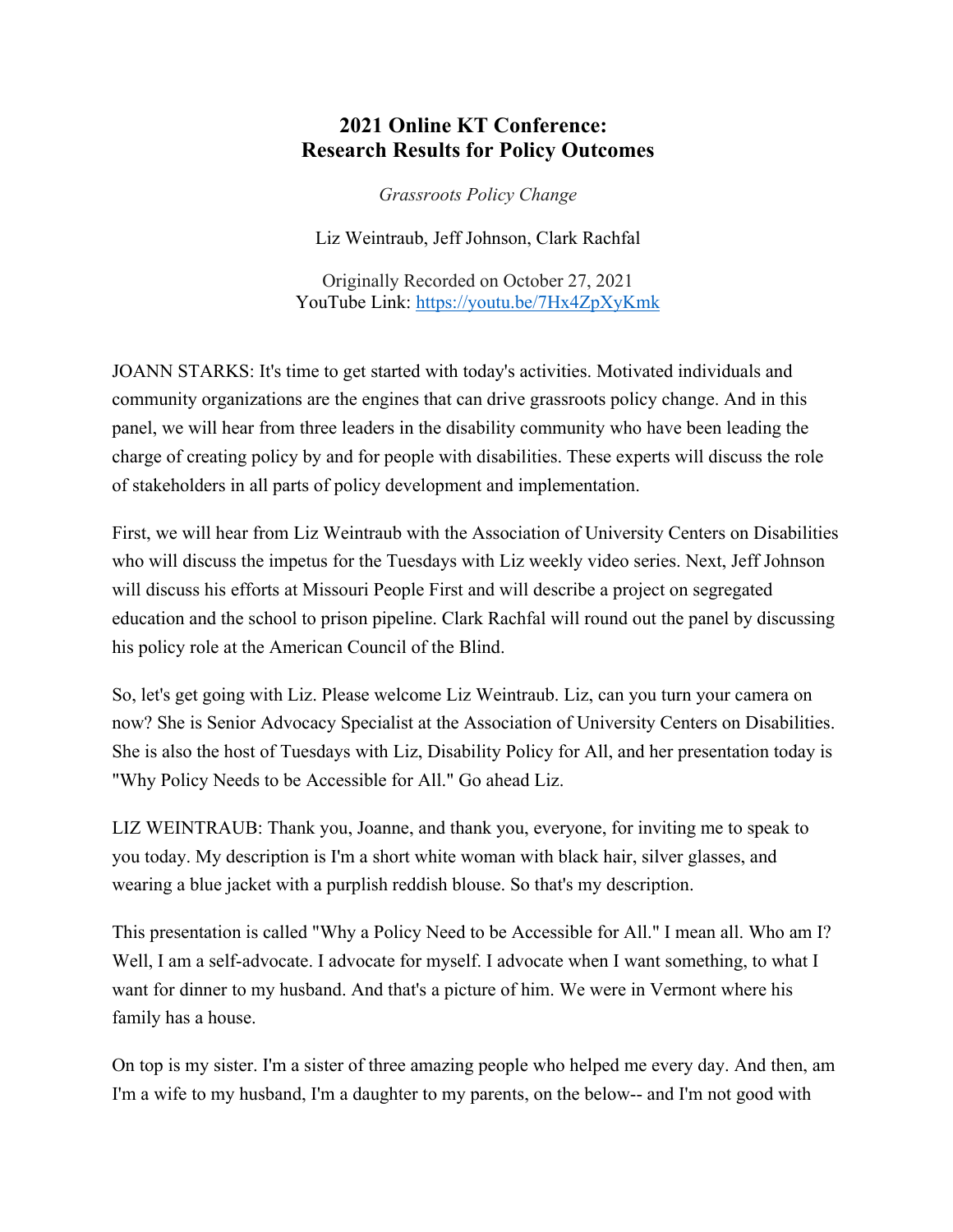# 2021 Online KT Conference: Research Results for Policy Outcomes

*Grassroots Policy Change*

Liz Weintraub, Jeff Johnson, Clark Rachfal

Originally Recorded on October 27, 2021
YouTube Link: https://youtu.be/7Hx4ZpXyKmk

JOANN STARKS: It's time to get started with today's activities. Motivated individuals and community organizations are the engines that can drive grassroots policy change. And in this panel, we will hear from three leaders in the disability community who have been leading the charge of creating policy by and for people with disabilities. These experts will discuss the role of stakeholders in all parts of policy development and implementation.

First, we will hear from Liz Weintraub with the Association of University Centers on Disabilities who will discuss the impetus for the Tuesdays with Liz weekly video series. Next, Jeff Johnson will discuss his efforts at Missouri People First and will describe a project on segregated education and the school to prison pipeline. Clark Rachfal will round out the panel by discussing his policy role at the American Council of the Blind.

So, let's get going with Liz. Please welcome Liz Weintraub. Liz, can you turn your camera on now? She is Senior Advocacy Specialist at the Association of University Centers on Disabilities. She is also the host of Tuesdays with Liz, Disability Policy for All, and her presentation today is "Why Policy Needs to be Accessible for All." Go ahead Liz.

LIZ WEINTRAUB: Thank you, Joanne, and thank you, everyone, for inviting me to speak to you today. My description is I'm a short white woman with black hair, silver glasses, and wearing a blue jacket with a purplish reddish blouse. So that's my description.

This presentation is called "Why a Policy Need to be Accessible for All." I mean all. Who am I? Well, I am a self-advocate. I advocate for myself. I advocate when I want something, to what I want for dinner to my husband. And that's a picture of him. We were in Vermont where his family has a house.

On top is my sister. I'm a sister of three amazing people who helped me every day. And then, am I'm a wife to my husband, I'm a daughter to my parents, on the below-- and I'm not good with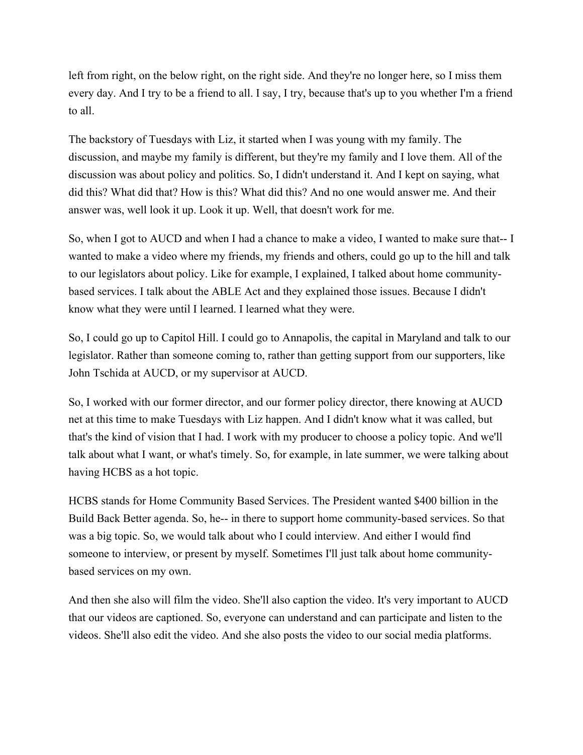left from right, on the below right, on the right side. And they're no longer here, so I miss them every day. And I try to be a friend to all. I say, I try, because that's up to you whether I'm a friend to all.

The backstory of Tuesdays with Liz, it started when I was young with my family. The discussion, and maybe my family is different, but they're my family and I love them. All of the discussion was about policy and politics. So, I didn't understand it. And I kept on saying, what did this? What did that? How is this? What did this? And no one would answer me. And their answer was, well look it up. Look it up. Well, that doesn't work for me.

So, when I got to AUCD and when I had a chance to make a video, I wanted to make sure that-- I wanted to make a video where my friends, my friends and others, could go up to the hill and talk to our legislators about policy. Like for example, I explained, I talked about home community-based services. I talk about the ABLE Act and they explained those issues. Because I didn't know what they were until I learned. I learned what they were.

So, I could go up to Capitol Hill. I could go to Annapolis, the capital in Maryland and talk to our legislator. Rather than someone coming to, rather than getting support from our supporters, like John Tschida at AUCD, or my supervisor at AUCD.

So, I worked with our former director, and our former policy director, there knowing at AUCD net at this time to make Tuesdays with Liz happen. And I didn't know what it was called, but that's the kind of vision that I had. I work with my producer to choose a policy topic. And we'll talk about what I want, or what's timely. So, for example, in late summer, we were talking about having HCBS as a hot topic.

HCBS stands for Home Community Based Services. The President wanted $400 billion in the Build Back Better agenda. So, he-- in there to support home community-based services. So that was a big topic. So, we would talk about who I could interview. And either I would find someone to interview, or present by myself. Sometimes I'll just talk about home community-based services on my own.

And then she also will film the video. She'll also caption the video. It's very important to AUCD that our videos are captioned. So, everyone can understand and can participate and listen to the videos. She'll also edit the video. And she also posts the video to our social media platforms.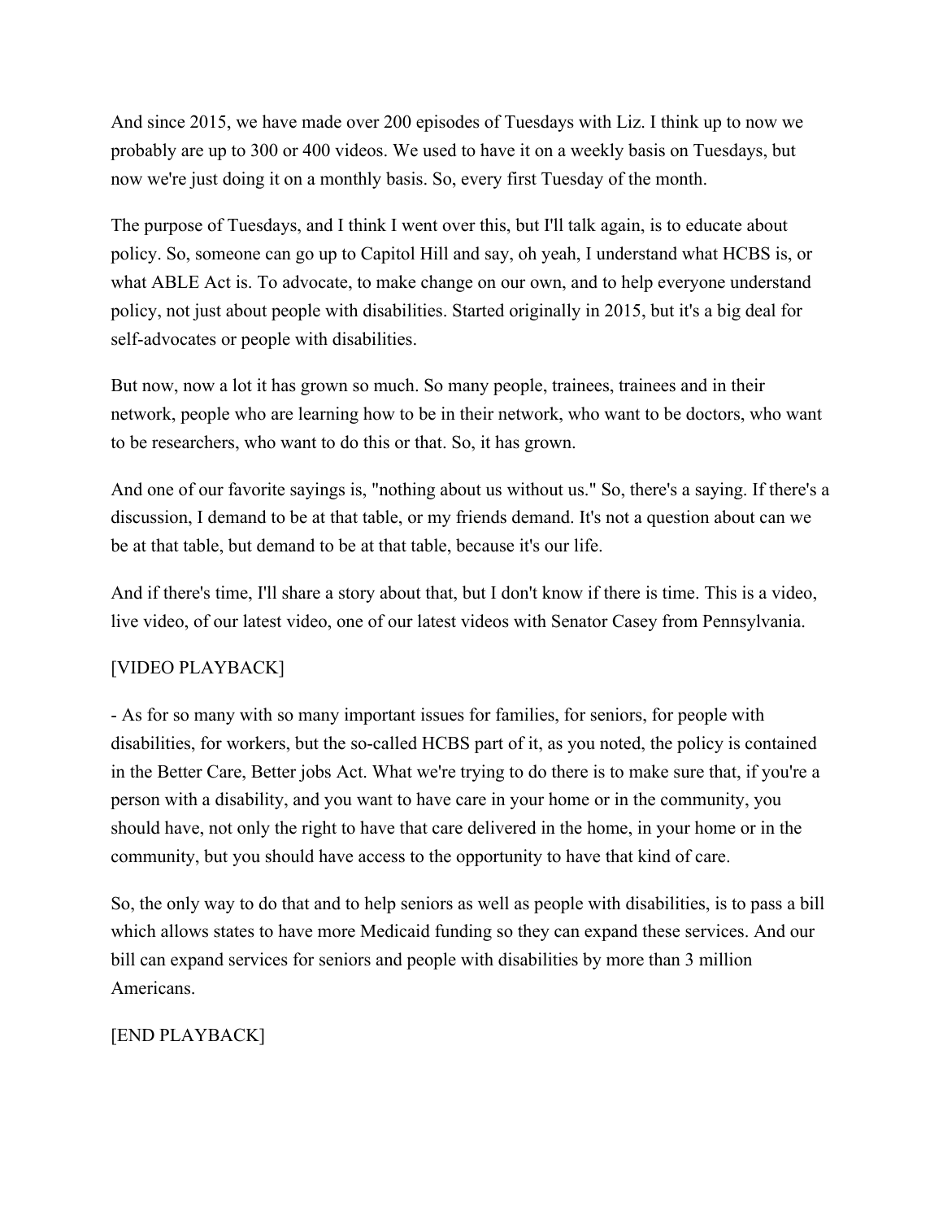And since 2015, we have made over 200 episodes of Tuesdays with Liz. I think up to now we probably are up to 300 or 400 videos. We used to have it on a weekly basis on Tuesdays, but now we're just doing it on a monthly basis. So, every first Tuesday of the month.

The purpose of Tuesdays, and I think I went over this, but I'll talk again, is to educate about policy. So, someone can go up to Capitol Hill and say, oh yeah, I understand what HCBS is, or what ABLE Act is. To advocate, to make change on our own, and to help everyone understand policy, not just about people with disabilities. Started originally in 2015, but it's a big deal for self-advocates or people with disabilities.

But now, now a lot it has grown so much. So many people, trainees, trainees and in their network, people who are learning how to be in their network, who want to be doctors, who want to be researchers, who want to do this or that. So, it has grown.

And one of our favorite sayings is, "nothing about us without us." So, there's a saying. If there's a discussion, I demand to be at that table, or my friends demand. It's not a question about can we be at that table, but demand to be at that table, because it's our life.

And if there's time, I'll share a story about that, but I don't know if there is time. This is a video, live video, of our latest video, one of our latest videos with Senator Casey from Pennsylvania.

[VIDEO PLAYBACK]

- As for so many with so many important issues for families, for seniors, for people with disabilities, for workers, but the so-called HCBS part of it, as you noted, the policy is contained in the Better Care, Better jobs Act. What we're trying to do there is to make sure that, if you're a person with a disability, and you want to have care in your home or in the community, you should have, not only the right to have that care delivered in the home, in your home or in the community, but you should have access to the opportunity to have that kind of care.

So, the only way to do that and to help seniors as well as people with disabilities, is to pass a bill which allows states to have more Medicaid funding so they can expand these services. And our bill can expand services for seniors and people with disabilities by more than 3 million Americans.

[END PLAYBACK]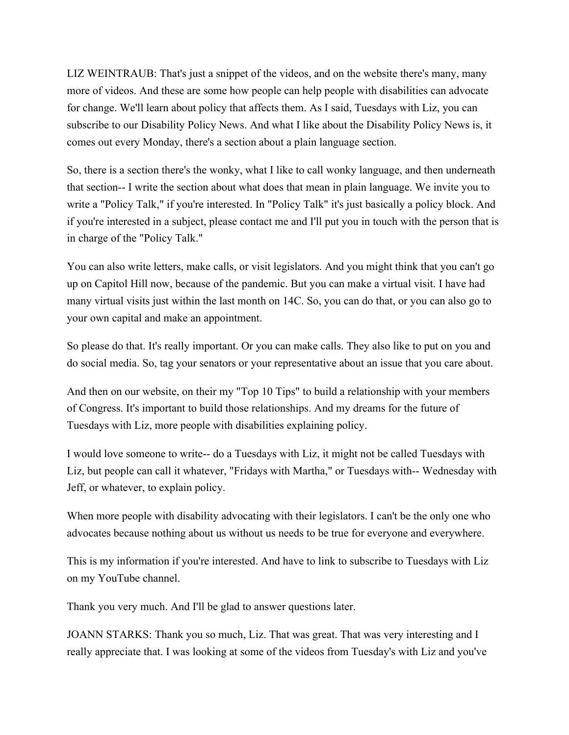LIZ WEINTRAUB: That's just a snippet of the videos, and on the website there's many, many more of videos. And these are some how people can help people with disabilities can advocate for change. We'll learn about policy that affects them. As I said, Tuesdays with Liz, you can subscribe to our Disability Policy News. And what I like about the Disability Policy News is, it comes out every Monday, there's a section about a plain language section.

So, there is a section there's the wonky, what I like to call wonky language, and then underneath that section-- I write the section about what does that mean in plain language. We invite you to write a "Policy Talk," if you're interested. In "Policy Talk" it's just basically a policy block. And if you're interested in a subject, please contact me and I'll put you in touch with the person that is in charge of the "Policy Talk."

You can also write letters, make calls, or visit legislators. And you might think that you can't go up on Capitol Hill now, because of the pandemic. But you can make a virtual visit. I have had many virtual visits just within the last month on 14C. So, you can do that, or you can also go to your own capital and make an appointment.

So please do that. It's really important. Or you can make calls. They also like to put on you and do social media. So, tag your senators or your representative about an issue that you care about.

And then on our website, on their my "Top 10 Tips" to build a relationship with your members of Congress. It's important to build those relationships. And my dreams for the future of Tuesdays with Liz, more people with disabilities explaining policy.

I would love someone to write-- do a Tuesdays with Liz, it might not be called Tuesdays with Liz, but people can call it whatever, "Fridays with Martha," or Tuesdays with-- Wednesday with Jeff, or whatever, to explain policy.

When more people with disability advocating with their legislators. I can't be the only one who advocates because nothing about us without us needs to be true for everyone and everywhere.

This is my information if you're interested. And have to link to subscribe to Tuesdays with Liz on my YouTube channel.

Thank you very much. And I'll be glad to answer questions later.

JOANN STARKS: Thank you so much, Liz. That was great. That was very interesting and I really appreciate that. I was looking at some of the videos from Tuesday's with Liz and you've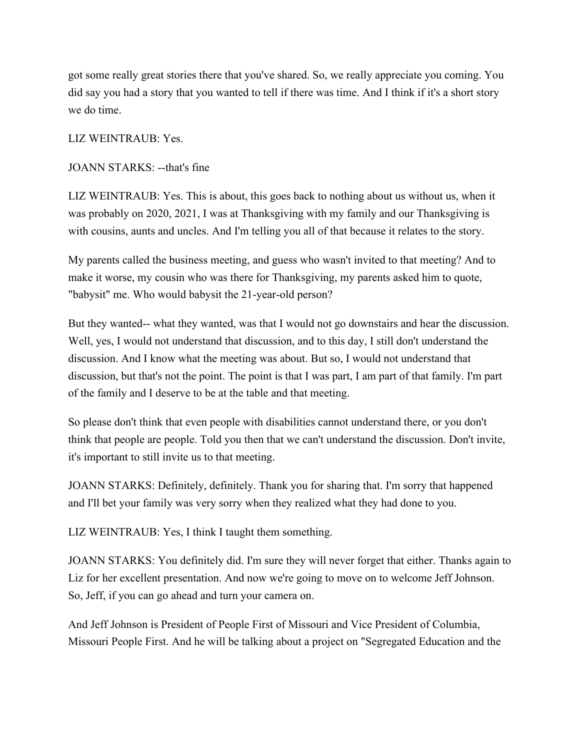got some really great stories there that you've shared. So, we really appreciate you coming. You did say you had a story that you wanted to tell if there was time. And I think if it's a short story we do time.

LIZ WEINTRAUB: Yes.

JOANN STARKS: --that's fine

LIZ WEINTRAUB: Yes. This is about, this goes back to nothing about us without us, when it was probably on 2020, 2021, I was at Thanksgiving with my family and our Thanksgiving is with cousins, aunts and uncles. And I'm telling you all of that because it relates to the story.

My parents called the business meeting, and guess who wasn't invited to that meeting? And to make it worse, my cousin who was there for Thanksgiving, my parents asked him to quote, "babysit" me. Who would babysit the 21-year-old person?

But they wanted-- what they wanted, was that I would not go downstairs and hear the discussion. Well, yes, I would not understand that discussion, and to this day, I still don't understand the discussion. And I know what the meeting was about. But so, I would not understand that discussion, but that's not the point. The point is that I was part, I am part of that family. I'm part of the family and I deserve to be at the table and that meeting.

So please don't think that even people with disabilities cannot understand there, or you don't think that people are people. Told you then that we can't understand the discussion. Don't invite, it's important to still invite us to that meeting.

JOANN STARKS: Definitely, definitely. Thank you for sharing that. I'm sorry that happened and I'll bet your family was very sorry when they realized what they had done to you.

LIZ WEINTRAUB: Yes, I think I taught them something.

JOANN STARKS: You definitely did. I'm sure they will never forget that either. Thanks again to Liz for her excellent presentation. And now we're going to move on to welcome Jeff Johnson. So, Jeff, if you can go ahead and turn your camera on.

And Jeff Johnson is President of People First of Missouri and Vice President of Columbia, Missouri People First. And he will be talking about a project on "Segregated Education and the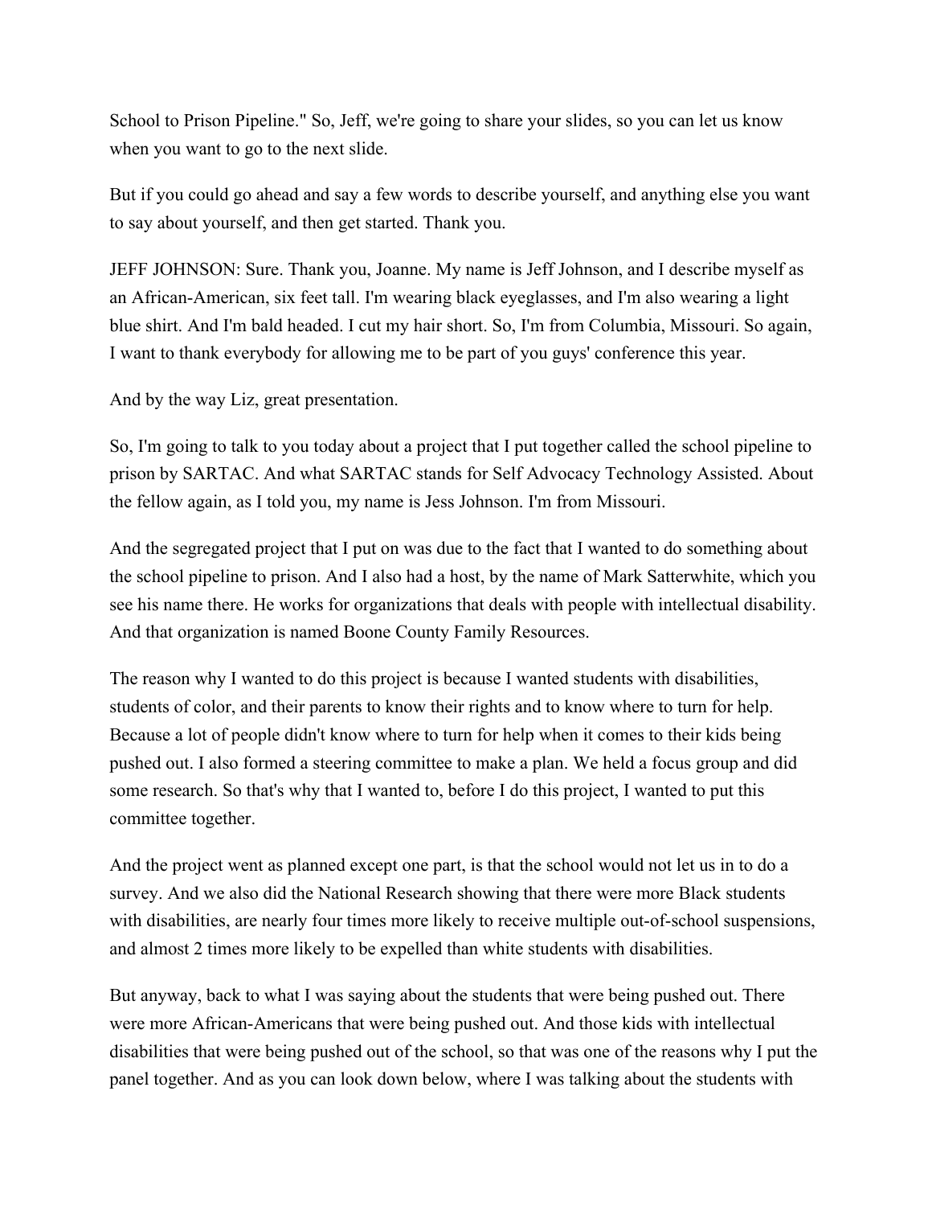School to Prison Pipeline." So, Jeff, we're going to share your slides, so you can let us know when you want to go to the next slide.

But if you could go ahead and say a few words to describe yourself, and anything else you want to say about yourself, and then get started. Thank you.

JEFF JOHNSON: Sure. Thank you, Joanne. My name is Jeff Johnson, and I describe myself as an African-American, six feet tall. I'm wearing black eyeglasses, and I'm also wearing a light blue shirt. And I'm bald headed. I cut my hair short. So, I'm from Columbia, Missouri. So again, I want to thank everybody for allowing me to be part of you guys' conference this year.

And by the way Liz, great presentation.

So, I'm going to talk to you today about a project that I put together called the school pipeline to prison by SARTAC. And what SARTAC stands for Self Advocacy Technology Assisted. About the fellow again, as I told you, my name is Jess Johnson. I'm from Missouri.

And the segregated project that I put on was due to the fact that I wanted to do something about the school pipeline to prison. And I also had a host, by the name of Mark Satterwhite, which you see his name there. He works for organizations that deals with people with intellectual disability. And that organization is named Boone County Family Resources.

The reason why I wanted to do this project is because I wanted students with disabilities, students of color, and their parents to know their rights and to know where to turn for help. Because a lot of people didn't know where to turn for help when it comes to their kids being pushed out. I also formed a steering committee to make a plan. We held a focus group and did some research. So that's why that I wanted to, before I do this project, I wanted to put this committee together.

And the project went as planned except one part, is that the school would not let us in to do a survey. And we also did the National Research showing that there were more Black students with disabilities, are nearly four times more likely to receive multiple out-of-school suspensions, and almost 2 times more likely to be expelled than white students with disabilities.

But anyway, back to what I was saying about the students that were being pushed out. There were more African-Americans that were being pushed out. And those kids with intellectual disabilities that were being pushed out of the school, so that was one of the reasons why I put the panel together. And as you can look down below, where I was talking about the students with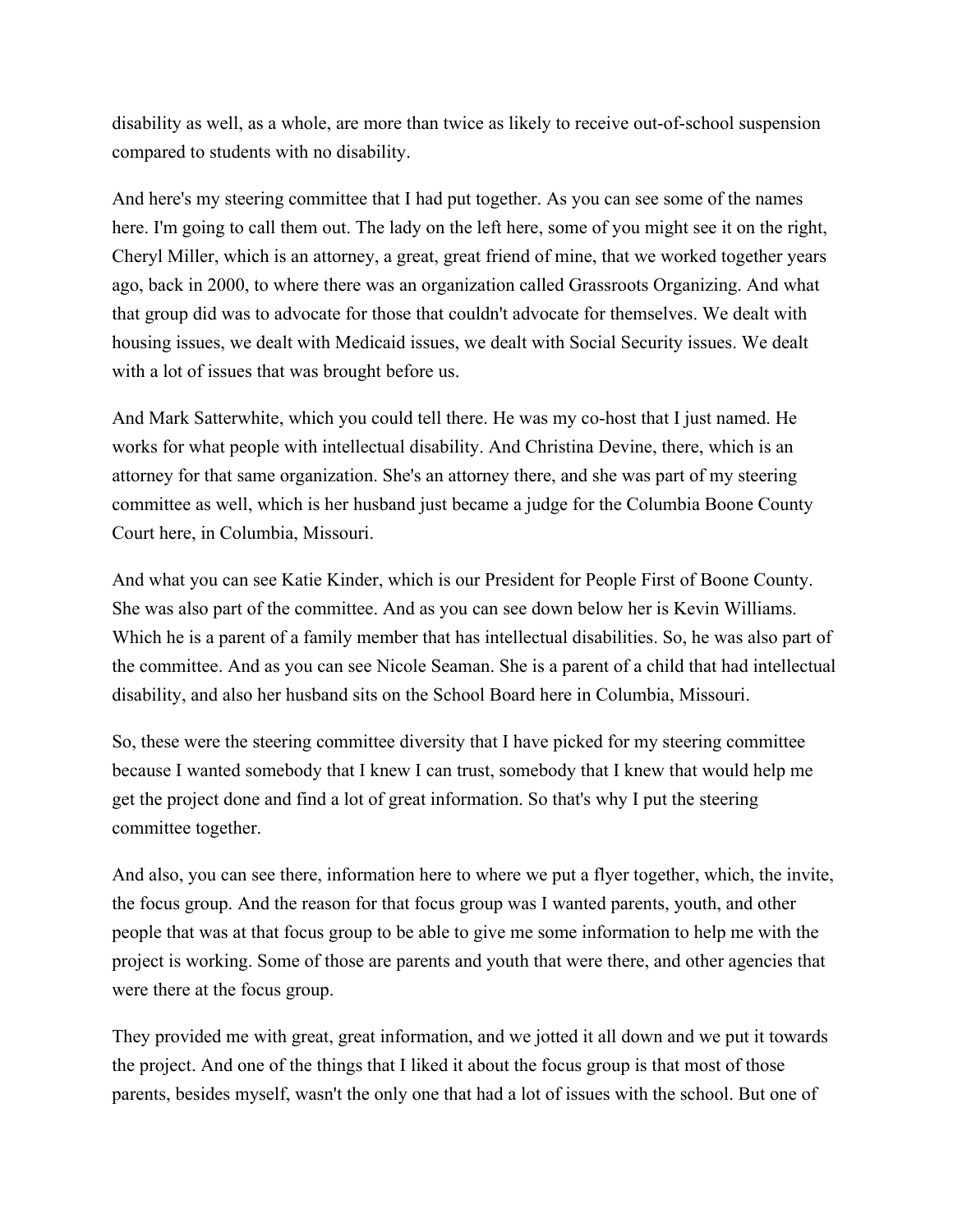disability as well, as a whole, are more than twice as likely to receive out-of-school suspension compared to students with no disability.

And here's my steering committee that I had put together. As you can see some of the names here. I'm going to call them out. The lady on the left here, some of you might see it on the right, Cheryl Miller, which is an attorney, a great, great friend of mine, that we worked together years ago, back in 2000, to where there was an organization called Grassroots Organizing. And what that group did was to advocate for those that couldn't advocate for themselves. We dealt with housing issues, we dealt with Medicaid issues, we dealt with Social Security issues. We dealt with a lot of issues that was brought before us.

And Mark Satterwhite, which you could tell there. He was my co-host that I just named. He works for what people with intellectual disability. And Christina Devine, there, which is an attorney for that same organization. She's an attorney there, and she was part of my steering committee as well, which is her husband just became a judge for the Columbia Boone County Court here, in Columbia, Missouri.

And what you can see Katie Kinder, which is our President for People First of Boone County. She was also part of the committee. And as you can see down below her is Kevin Williams. Which he is a parent of a family member that has intellectual disabilities. So, he was also part of the committee. And as you can see Nicole Seaman. She is a parent of a child that had intellectual disability, and also her husband sits on the School Board here in Columbia, Missouri.

So, these were the steering committee diversity that I have picked for my steering committee because I wanted somebody that I knew I can trust, somebody that I knew that would help me get the project done and find a lot of great information. So that's why I put the steering committee together.

And also, you can see there, information here to where we put a flyer together, which, the invite, the focus group. And the reason for that focus group was I wanted parents, youth, and other people that was at that focus group to be able to give me some information to help me with the project is working. Some of those are parents and youth that were there, and other agencies that were there at the focus group.

They provided me with great, great information, and we jotted it all down and we put it towards the project. And one of the things that I liked it about the focus group is that most of those parents, besides myself, wasn't the only one that had a lot of issues with the school. But one of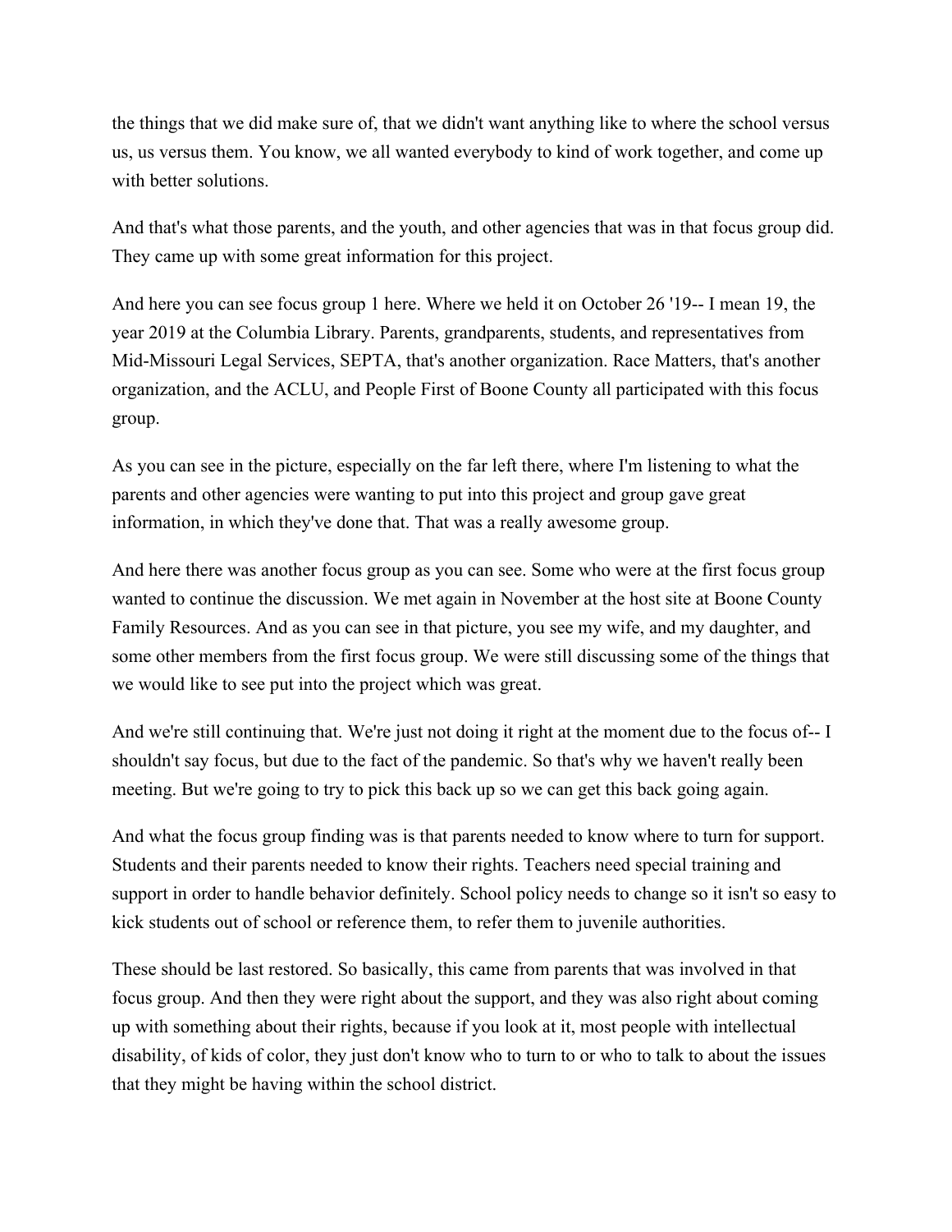the things that we did make sure of, that we didn't want anything like to where the school versus us, us versus them. You know, we all wanted everybody to kind of work together, and come up with better solutions.

And that's what those parents, and the youth, and other agencies that was in that focus group did. They came up with some great information for this project.

And here you can see focus group 1 here. Where we held it on October 26 '19-- I mean 19, the year 2019 at the Columbia Library. Parents, grandparents, students, and representatives from Mid-Missouri Legal Services, SEPTA, that's another organization. Race Matters, that's another organization, and the ACLU, and People First of Boone County all participated with this focus group.

As you can see in the picture, especially on the far left there, where I'm listening to what the parents and other agencies were wanting to put into this project and group gave great information, in which they've done that. That was a really awesome group.

And here there was another focus group as you can see. Some who were at the first focus group wanted to continue the discussion. We met again in November at the host site at Boone County Family Resources. And as you can see in that picture, you see my wife, and my daughter, and some other members from the first focus group. We were still discussing some of the things that we would like to see put into the project which was great.

And we're still continuing that. We're just not doing it right at the moment due to the focus of-- I shouldn't say focus, but due to the fact of the pandemic. So that's why we haven't really been meeting. But we're going to try to pick this back up so we can get this back going again.

And what the focus group finding was is that parents needed to know where to turn for support. Students and their parents needed to know their rights. Teachers need special training and support in order to handle behavior definitely. School policy needs to change so it isn't so easy to kick students out of school or reference them, to refer them to juvenile authorities.

These should be last restored. So basically, this came from parents that was involved in that focus group. And then they were right about the support, and they was also right about coming up with something about their rights, because if you look at it, most people with intellectual disability, of kids of color, they just don't know who to turn to or who to talk to about the issues that they might be having within the school district.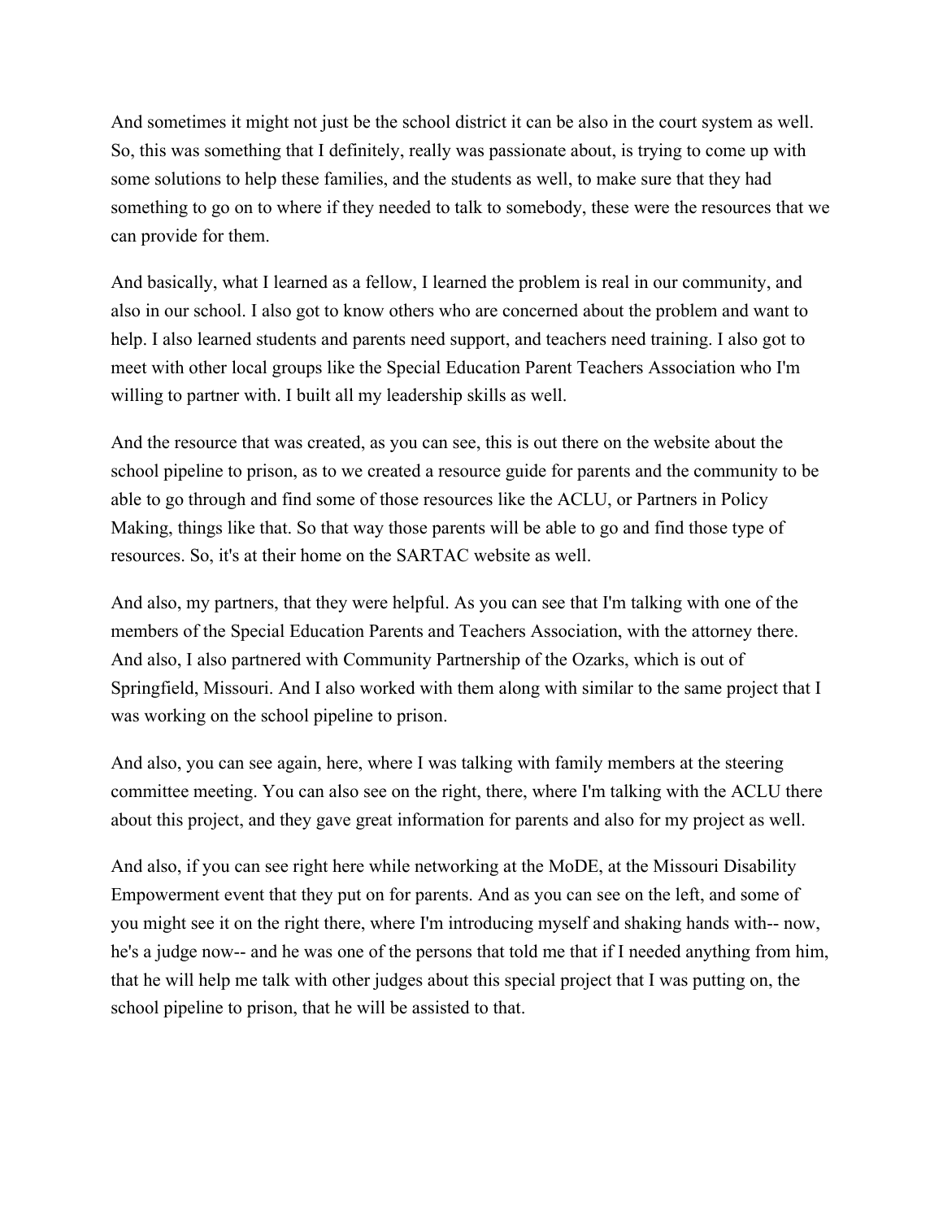And sometimes it might not just be the school district it can be also in the court system as well. So, this was something that I definitely, really was passionate about, is trying to come up with some solutions to help these families, and the students as well, to make sure that they had something to go on to where if they needed to talk to somebody, these were the resources that we can provide for them.

And basically, what I learned as a fellow, I learned the problem is real in our community, and also in our school. I also got to know others who are concerned about the problem and want to help. I also learned students and parents need support, and teachers need training. I also got to meet with other local groups like the Special Education Parent Teachers Association who I'm willing to partner with. I built all my leadership skills as well.

And the resource that was created, as you can see, this is out there on the website about the school pipeline to prison, as to we created a resource guide for parents and the community to be able to go through and find some of those resources like the ACLU, or Partners in Policy Making, things like that. So that way those parents will be able to go and find those type of resources. So, it's at their home on the SARTAC website as well.

And also, my partners, that they were helpful. As you can see that I'm talking with one of the members of the Special Education Parents and Teachers Association, with the attorney there. And also, I also partnered with Community Partnership of the Ozarks, which is out of Springfield, Missouri. And I also worked with them along with similar to the same project that I was working on the school pipeline to prison.

And also, you can see again, here, where I was talking with family members at the steering committee meeting. You can also see on the right, there, where I'm talking with the ACLU there about this project, and they gave great information for parents and also for my project as well.

And also, if you can see right here while networking at the MoDE, at the Missouri Disability Empowerment event that they put on for parents. And as you can see on the left, and some of you might see it on the right there, where I'm introducing myself and shaking hands with-- now, he's a judge now-- and he was one of the persons that told me that if I needed anything from him, that he will help me talk with other judges about this special project that I was putting on, the school pipeline to prison, that he will be assisted to that.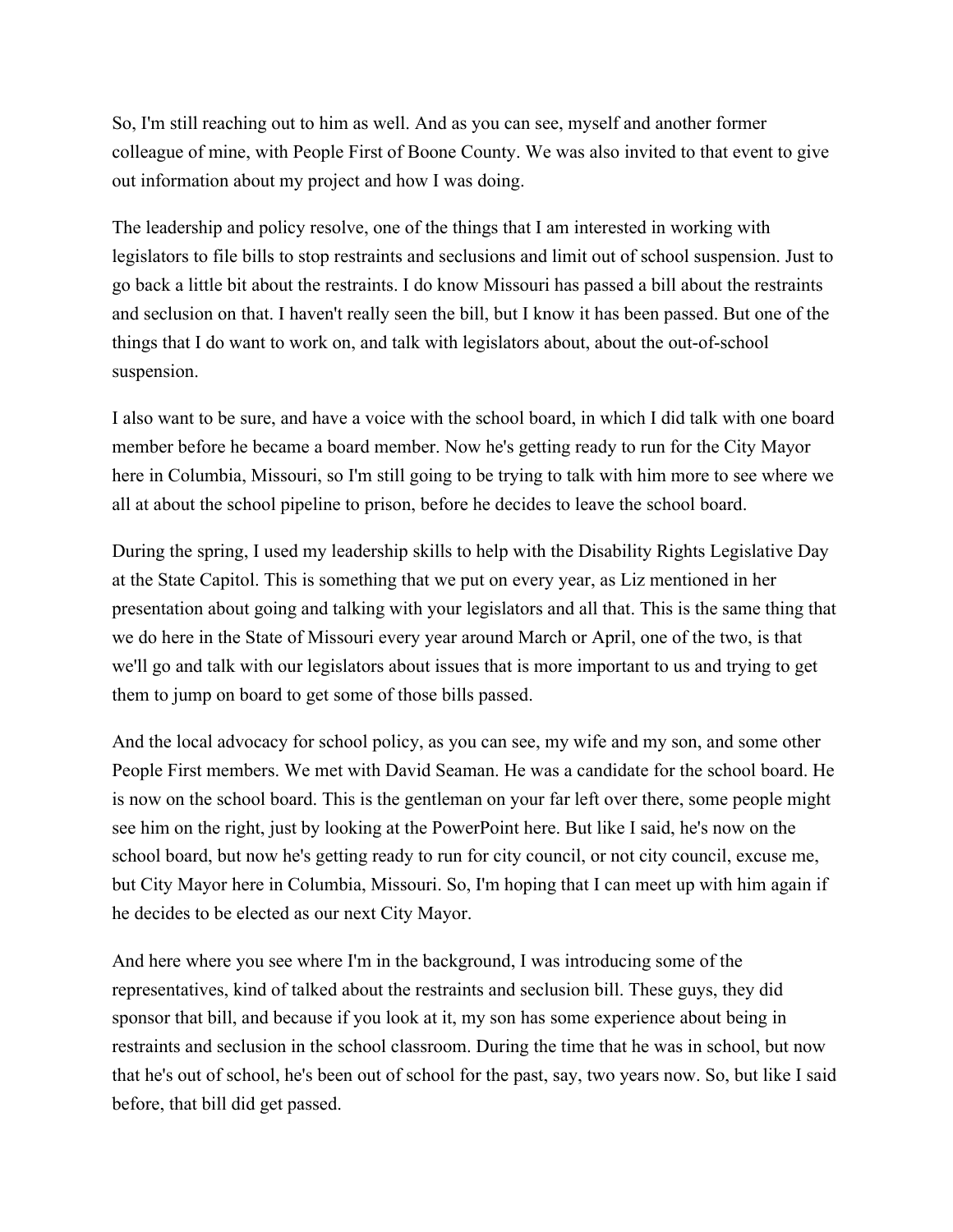So, I'm still reaching out to him as well. And as you can see, myself and another former colleague of mine, with People First of Boone County. We was also invited to that event to give out information about my project and how I was doing.

The leadership and policy resolve, one of the things that I am interested in working with legislators to file bills to stop restraints and seclusions and limit out of school suspension. Just to go back a little bit about the restraints. I do know Missouri has passed a bill about the restraints and seclusion on that. I haven't really seen the bill, but I know it has been passed. But one of the things that I do want to work on, and talk with legislators about, about the out-of-school suspension.

I also want to be sure, and have a voice with the school board, in which I did talk with one board member before he became a board member. Now he's getting ready to run for the City Mayor here in Columbia, Missouri, so I'm still going to be trying to talk with him more to see where we all at about the school pipeline to prison, before he decides to leave the school board.

During the spring, I used my leadership skills to help with the Disability Rights Legislative Day at the State Capitol. This is something that we put on every year, as Liz mentioned in her presentation about going and talking with your legislators and all that. This is the same thing that we do here in the State of Missouri every year around March or April, one of the two, is that we'll go and talk with our legislators about issues that is more important to us and trying to get them to jump on board to get some of those bills passed.

And the local advocacy for school policy, as you can see, my wife and my son, and some other People First members. We met with David Seaman. He was a candidate for the school board. He is now on the school board. This is the gentleman on your far left over there, some people might see him on the right, just by looking at the PowerPoint here. But like I said, he's now on the school board, but now he's getting ready to run for city council, or not city council, excuse me, but City Mayor here in Columbia, Missouri. So, I'm hoping that I can meet up with him again if he decides to be elected as our next City Mayor.

And here where you see where I'm in the background, I was introducing some of the representatives, kind of talked about the restraints and seclusion bill. These guys, they did sponsor that bill, and because if you look at it, my son has some experience about being in restraints and seclusion in the school classroom. During the time that he was in school, but now that he's out of school, he's been out of school for the past, say, two years now. So, but like I said before, that bill did get passed.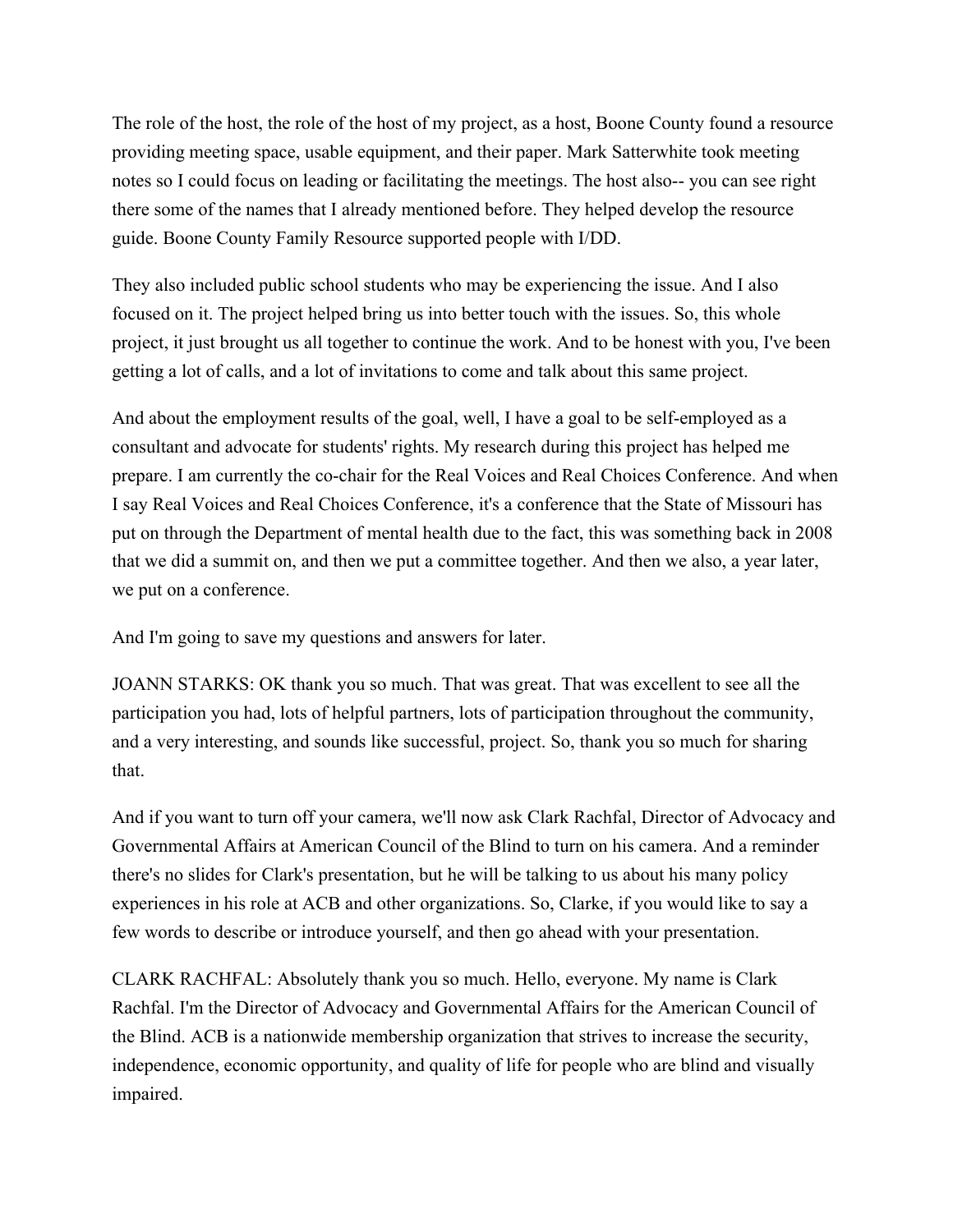The role of the host, the role of the host of my project, as a host, Boone County found a resource providing meeting space, usable equipment, and their paper. Mark Satterwhite took meeting notes so I could focus on leading or facilitating the meetings. The host also-- you can see right there some of the names that I already mentioned before. They helped develop the resource guide. Boone County Family Resource supported people with I/DD.

They also included public school students who may be experiencing the issue. And I also focused on it. The project helped bring us into better touch with the issues. So, this whole project, it just brought us all together to continue the work. And to be honest with you, I've been getting a lot of calls, and a lot of invitations to come and talk about this same project.

And about the employment results of the goal, well, I have a goal to be self-employed as a consultant and advocate for students' rights. My research during this project has helped me prepare. I am currently the co-chair for the Real Voices and Real Choices Conference. And when I say Real Voices and Real Choices Conference, it's a conference that the State of Missouri has put on through the Department of mental health due to the fact, this was something back in 2008 that we did a summit on, and then we put a committee together. And then we also, a year later, we put on a conference.

And I'm going to save my questions and answers for later.

JOANN STARKS: OK thank you so much. That was great. That was excellent to see all the participation you had, lots of helpful partners, lots of participation throughout the community, and a very interesting, and sounds like successful, project. So, thank you so much for sharing that.

And if you want to turn off your camera, we'll now ask Clark Rachfal, Director of Advocacy and Governmental Affairs at American Council of the Blind to turn on his camera. And a reminder there's no slides for Clark's presentation, but he will be talking to us about his many policy experiences in his role at ACB and other organizations. So, Clarke, if you would like to say a few words to describe or introduce yourself, and then go ahead with your presentation.

CLARK RACHFAL: Absolutely thank you so much. Hello, everyone. My name is Clark Rachfal. I'm the Director of Advocacy and Governmental Affairs for the American Council of the Blind. ACB is a nationwide membership organization that strives to increase the security, independence, economic opportunity, and quality of life for people who are blind and visually impaired.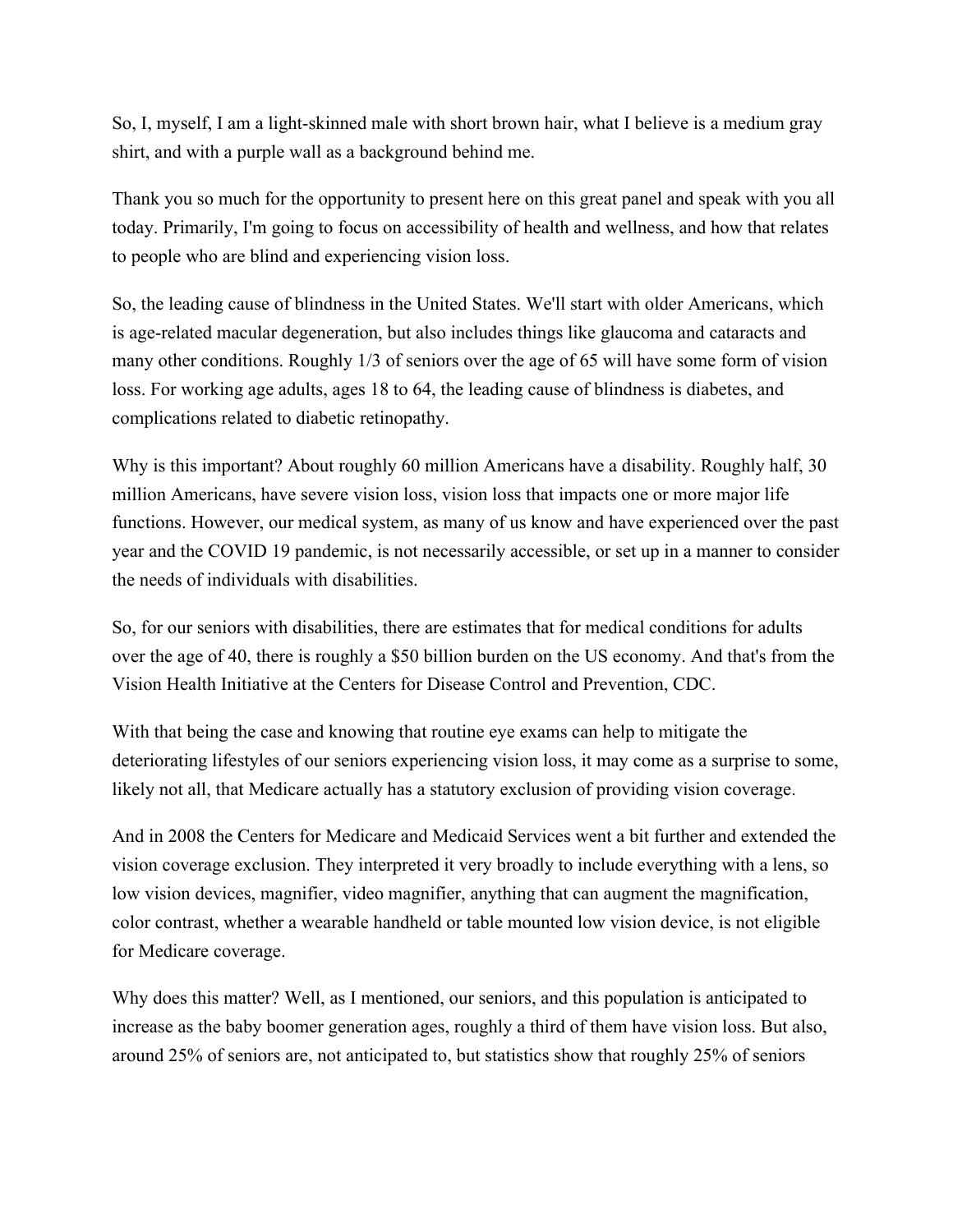So, I, myself, I am a light-skinned male with short brown hair, what I believe is a medium gray shirt, and with a purple wall as a background behind me.

Thank you so much for the opportunity to present here on this great panel and speak with you all today. Primarily, I'm going to focus on accessibility of health and wellness, and how that relates to people who are blind and experiencing vision loss.

So, the leading cause of blindness in the United States. We'll start with older Americans, which is age-related macular degeneration, but also includes things like glaucoma and cataracts and many other conditions. Roughly 1/3 of seniors over the age of 65 will have some form of vision loss. For working age adults, ages 18 to 64, the leading cause of blindness is diabetes, and complications related to diabetic retinopathy.

Why is this important? About roughly 60 million Americans have a disability. Roughly half, 30 million Americans, have severe vision loss, vision loss that impacts one or more major life functions. However, our medical system, as many of us know and have experienced over the past year and the COVID 19 pandemic, is not necessarily accessible, or set up in a manner to consider the needs of individuals with disabilities.

So, for our seniors with disabilities, there are estimates that for medical conditions for adults over the age of 40, there is roughly a $50 billion burden on the US economy. And that's from the Vision Health Initiative at the Centers for Disease Control and Prevention, CDC.

With that being the case and knowing that routine eye exams can help to mitigate the deteriorating lifestyles of our seniors experiencing vision loss, it may come as a surprise to some, likely not all, that Medicare actually has a statutory exclusion of providing vision coverage.

And in 2008 the Centers for Medicare and Medicaid Services went a bit further and extended the vision coverage exclusion. They interpreted it very broadly to include everything with a lens, so low vision devices, magnifier, video magnifier, anything that can augment the magnification, color contrast, whether a wearable handheld or table mounted low vision device, is not eligible for Medicare coverage.

Why does this matter? Well, as I mentioned, our seniors, and this population is anticipated to increase as the baby boomer generation ages, roughly a third of them have vision loss. But also, around 25% of seniors are, not anticipated to, but statistics show that roughly 25% of seniors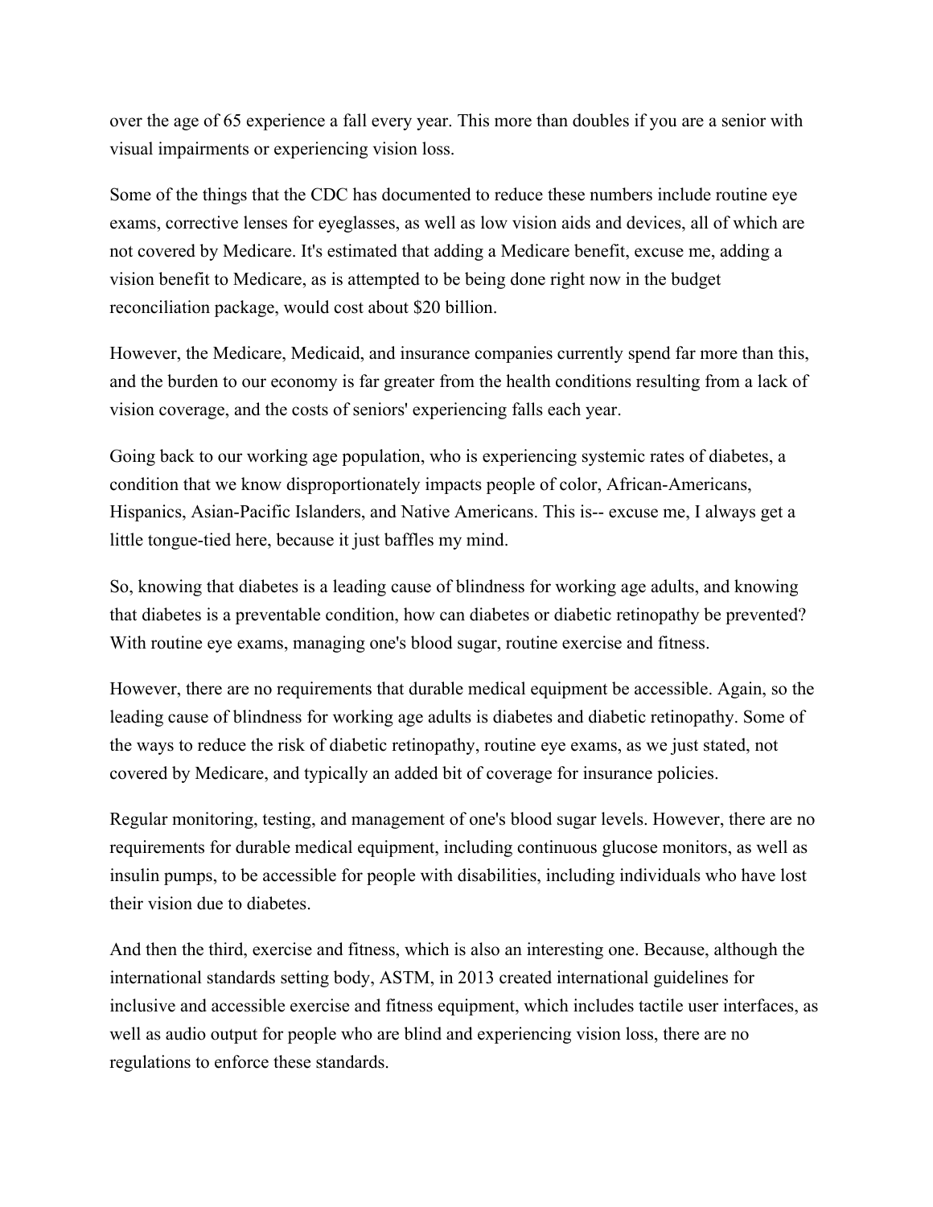over the age of 65 experience a fall every year. This more than doubles if you are a senior with visual impairments or experiencing vision loss.

Some of the things that the CDC has documented to reduce these numbers include routine eye exams, corrective lenses for eyeglasses, as well as low vision aids and devices, all of which are not covered by Medicare. It's estimated that adding a Medicare benefit, excuse me, adding a vision benefit to Medicare, as is attempted to be being done right now in the budget reconciliation package, would cost about $20 billion.

However, the Medicare, Medicaid, and insurance companies currently spend far more than this, and the burden to our economy is far greater from the health conditions resulting from a lack of vision coverage, and the costs of seniors' experiencing falls each year.

Going back to our working age population, who is experiencing systemic rates of diabetes, a condition that we know disproportionately impacts people of color, African-Americans, Hispanics, Asian-Pacific Islanders, and Native Americans. This is-- excuse me, I always get a little tongue-tied here, because it just baffles my mind.

So, knowing that diabetes is a leading cause of blindness for working age adults, and knowing that diabetes is a preventable condition, how can diabetes or diabetic retinopathy be prevented? With routine eye exams, managing one's blood sugar, routine exercise and fitness.

However, there are no requirements that durable medical equipment be accessible. Again, so the leading cause of blindness for working age adults is diabetes and diabetic retinopathy. Some of the ways to reduce the risk of diabetic retinopathy, routine eye exams, as we just stated, not covered by Medicare, and typically an added bit of coverage for insurance policies.

Regular monitoring, testing, and management of one's blood sugar levels. However, there are no requirements for durable medical equipment, including continuous glucose monitors, as well as insulin pumps, to be accessible for people with disabilities, including individuals who have lost their vision due to diabetes.

And then the third, exercise and fitness, which is also an interesting one. Because, although the international standards setting body, ASTM, in 2013 created international guidelines for inclusive and accessible exercise and fitness equipment, which includes tactile user interfaces, as well as audio output for people who are blind and experiencing vision loss, there are no regulations to enforce these standards.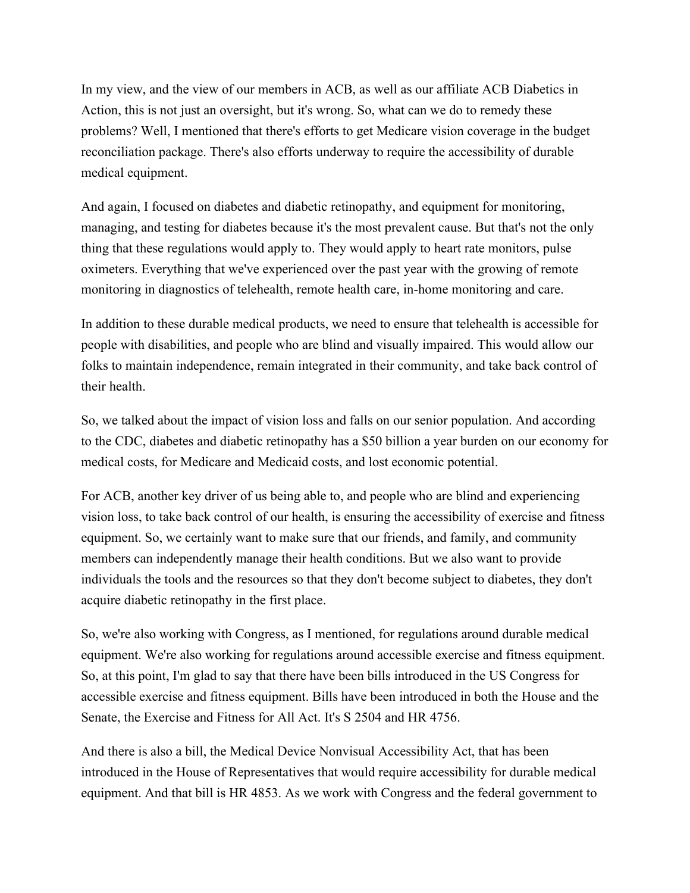In my view, and the view of our members in ACB, as well as our affiliate ACB Diabetics in Action, this is not just an oversight, but it's wrong. So, what can we do to remedy these problems? Well, I mentioned that there's efforts to get Medicare vision coverage in the budget reconciliation package. There's also efforts underway to require the accessibility of durable medical equipment.

And again, I focused on diabetes and diabetic retinopathy, and equipment for monitoring, managing, and testing for diabetes because it's the most prevalent cause. But that's not the only thing that these regulations would apply to. They would apply to heart rate monitors, pulse oximeters. Everything that we've experienced over the past year with the growing of remote monitoring in diagnostics of telehealth, remote health care, in-home monitoring and care.

In addition to these durable medical products, we need to ensure that telehealth is accessible for people with disabilities, and people who are blind and visually impaired. This would allow our folks to maintain independence, remain integrated in their community, and take back control of their health.

So, we talked about the impact of vision loss and falls on our senior population. And according to the CDC, diabetes and diabetic retinopathy has a $50 billion a year burden on our economy for medical costs, for Medicare and Medicaid costs, and lost economic potential.

For ACB, another key driver of us being able to, and people who are blind and experiencing vision loss, to take back control of our health, is ensuring the accessibility of exercise and fitness equipment. So, we certainly want to make sure that our friends, and family, and community members can independently manage their health conditions. But we also want to provide individuals the tools and the resources so that they don't become subject to diabetes, they don't acquire diabetic retinopathy in the first place.

So, we're also working with Congress, as I mentioned, for regulations around durable medical equipment. We're also working for regulations around accessible exercise and fitness equipment. So, at this point, I'm glad to say that there have been bills introduced in the US Congress for accessible exercise and fitness equipment. Bills have been introduced in both the House and the Senate, the Exercise and Fitness for All Act. It's S 2504 and HR 4756.

And there is also a bill, the Medical Device Nonvisual Accessibility Act, that has been introduced in the House of Representatives that would require accessibility for durable medical equipment. And that bill is HR 4853. As we work with Congress and the federal government to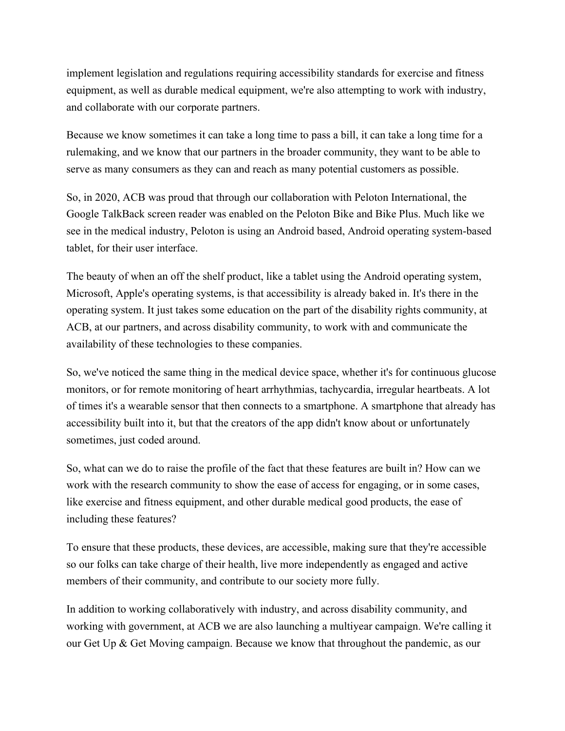implement legislation and regulations requiring accessibility standards for exercise and fitness equipment, as well as durable medical equipment, we're also attempting to work with industry, and collaborate with our corporate partners.

Because we know sometimes it can take a long time to pass a bill, it can take a long time for a rulemaking, and we know that our partners in the broader community, they want to be able to serve as many consumers as they can and reach as many potential customers as possible.

So, in 2020, ACB was proud that through our collaboration with Peloton International, the Google TalkBack screen reader was enabled on the Peloton Bike and Bike Plus. Much like we see in the medical industry, Peloton is using an Android based, Android operating system-based tablet, for their user interface.

The beauty of when an off the shelf product, like a tablet using the Android operating system, Microsoft, Apple's operating systems, is that accessibility is already baked in. It's there in the operating system. It just takes some education on the part of the disability rights community, at ACB, at our partners, and across disability community, to work with and communicate the availability of these technologies to these companies.

So, we've noticed the same thing in the medical device space, whether it's for continuous glucose monitors, or for remote monitoring of heart arrhythmias, tachycardia, irregular heartbeats. A lot of times it's a wearable sensor that then connects to a smartphone. A smartphone that already has accessibility built into it, but that the creators of the app didn't know about or unfortunately sometimes, just coded around.

So, what can we do to raise the profile of the fact that these features are built in? How can we work with the research community to show the ease of access for engaging, or in some cases, like exercise and fitness equipment, and other durable medical good products, the ease of including these features?

To ensure that these products, these devices, are accessible, making sure that they're accessible so our folks can take charge of their health, live more independently as engaged and active members of their community, and contribute to our society more fully.

In addition to working collaboratively with industry, and across disability community, and working with government, at ACB we are also launching a multiyear campaign. We're calling it our Get Up & Get Moving campaign. Because we know that throughout the pandemic, as our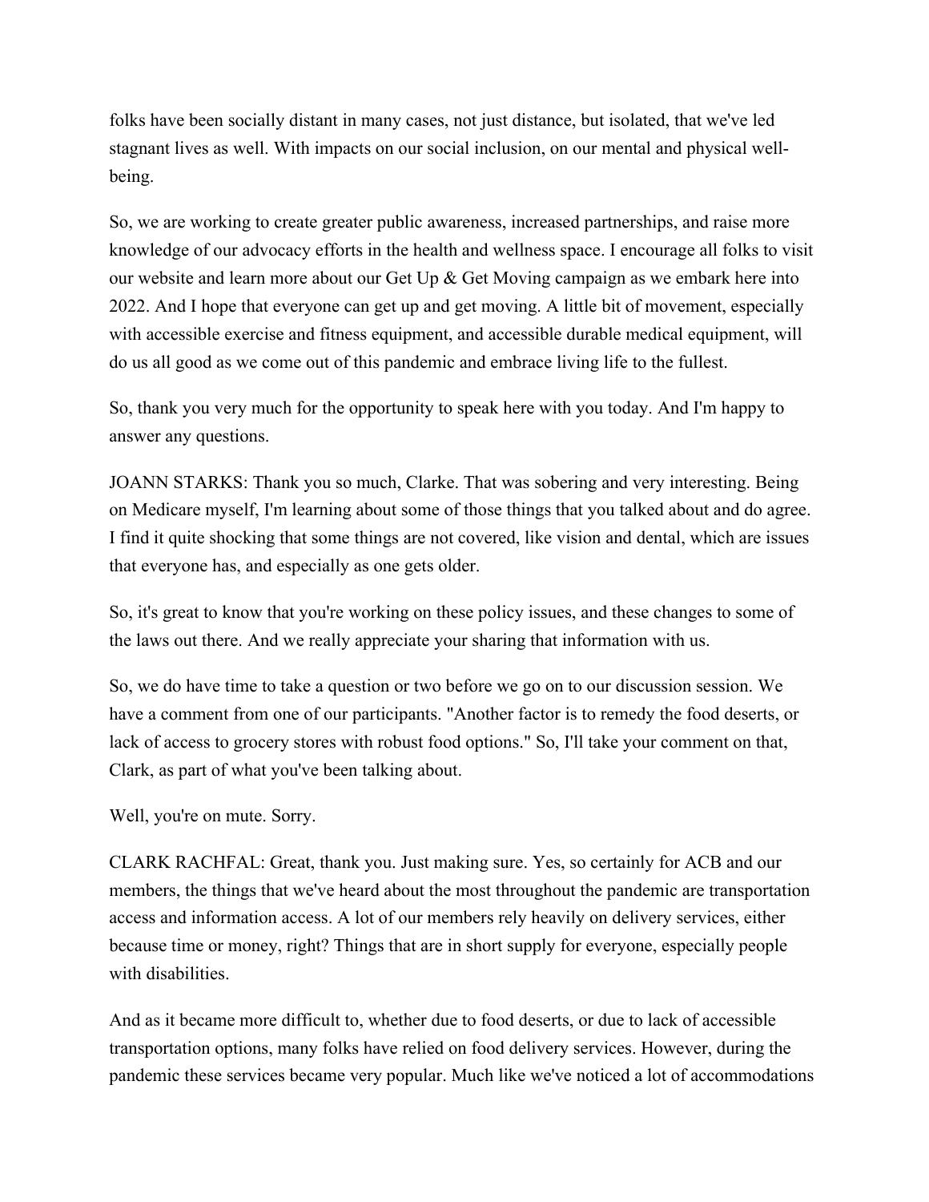folks have been socially distant in many cases, not just distance, but isolated, that we've led stagnant lives as well. With impacts on our social inclusion, on our mental and physical well-being.

So, we are working to create greater public awareness, increased partnerships, and raise more knowledge of our advocacy efforts in the health and wellness space. I encourage all folks to visit our website and learn more about our Get Up & Get Moving campaign as we embark here into 2022. And I hope that everyone can get up and get moving. A little bit of movement, especially with accessible exercise and fitness equipment, and accessible durable medical equipment, will do us all good as we come out of this pandemic and embrace living life to the fullest.

So, thank you very much for the opportunity to speak here with you today. And I'm happy to answer any questions.

JOANN STARKS: Thank you so much, Clarke. That was sobering and very interesting. Being on Medicare myself, I'm learning about some of those things that you talked about and do agree. I find it quite shocking that some things are not covered, like vision and dental, which are issues that everyone has, and especially as one gets older.

So, it's great to know that you're working on these policy issues, and these changes to some of the laws out there. And we really appreciate your sharing that information with us.

So, we do have time to take a question or two before we go on to our discussion session. We have a comment from one of our participants. "Another factor is to remedy the food deserts, or lack of access to grocery stores with robust food options." So, I'll take your comment on that, Clark, as part of what you've been talking about.

Well, you're on mute. Sorry.

CLARK RACHFAL: Great, thank you. Just making sure. Yes, so certainly for ACB and our members, the things that we've heard about the most throughout the pandemic are transportation access and information access. A lot of our members rely heavily on delivery services, either because time or money, right? Things that are in short supply for everyone, especially people with disabilities.

And as it became more difficult to, whether due to food deserts, or due to lack of accessible transportation options, many folks have relied on food delivery services. However, during the pandemic these services became very popular. Much like we've noticed a lot of accommodations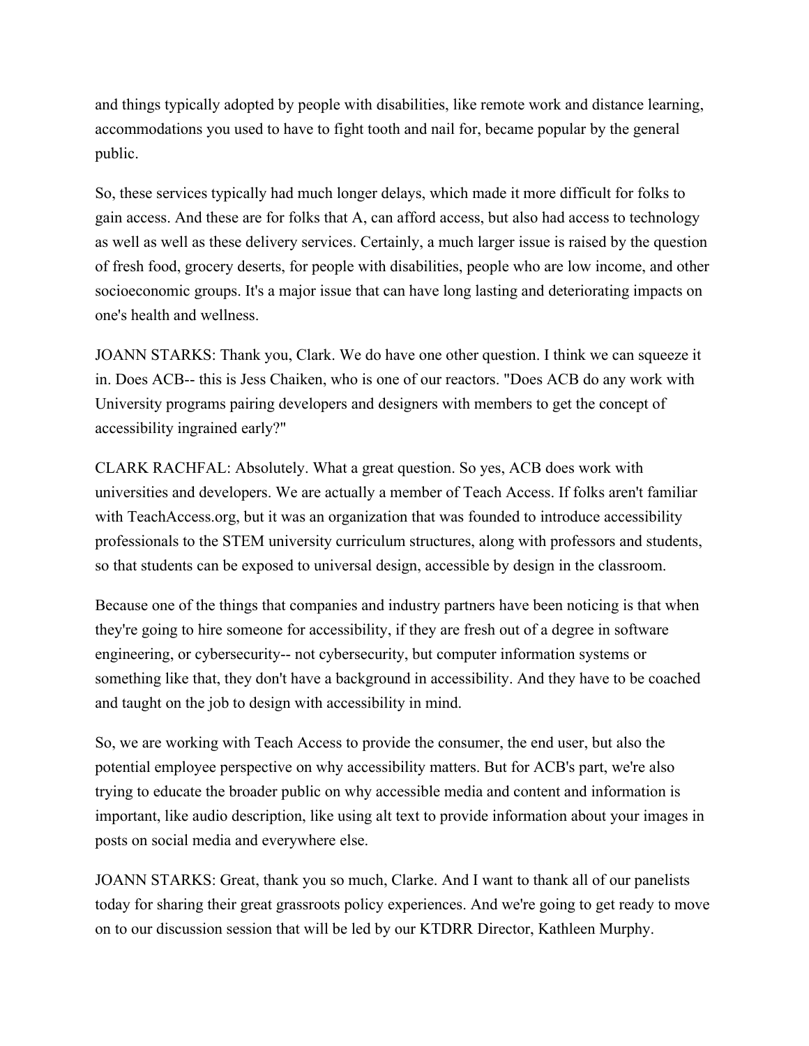and things typically adopted by people with disabilities, like remote work and distance learning, accommodations you used to have to fight tooth and nail for, became popular by the general public.

So, these services typically had much longer delays, which made it more difficult for folks to gain access. And these are for folks that A, can afford access, but also had access to technology as well as well as these delivery services. Certainly, a much larger issue is raised by the question of fresh food, grocery deserts, for people with disabilities, people who are low income, and other socioeconomic groups. It's a major issue that can have long lasting and deteriorating impacts on one's health and wellness.

JOANN STARKS: Thank you, Clark. We do have one other question. I think we can squeeze it in. Does ACB-- this is Jess Chaiken, who is one of our reactors. "Does ACB do any work with University programs pairing developers and designers with members to get the concept of accessibility ingrained early?"

CLARK RACHFAL: Absolutely. What a great question. So yes, ACB does work with universities and developers. We are actually a member of Teach Access. If folks aren't familiar with TeachAccess.org, but it was an organization that was founded to introduce accessibility professionals to the STEM university curriculum structures, along with professors and students, so that students can be exposed to universal design, accessible by design in the classroom.

Because one of the things that companies and industry partners have been noticing is that when they're going to hire someone for accessibility, if they are fresh out of a degree in software engineering, or cybersecurity-- not cybersecurity, but computer information systems or something like that, they don't have a background in accessibility. And they have to be coached and taught on the job to design with accessibility in mind.

So, we are working with Teach Access to provide the consumer, the end user, but also the potential employee perspective on why accessibility matters. But for ACB's part, we're also trying to educate the broader public on why accessible media and content and information is important, like audio description, like using alt text to provide information about your images in posts on social media and everywhere else.

JOANN STARKS: Great, thank you so much, Clarke. And I want to thank all of our panelists today for sharing their great grassroots policy experiences. And we're going to get ready to move on to our discussion session that will be led by our KTDRR Director, Kathleen Murphy.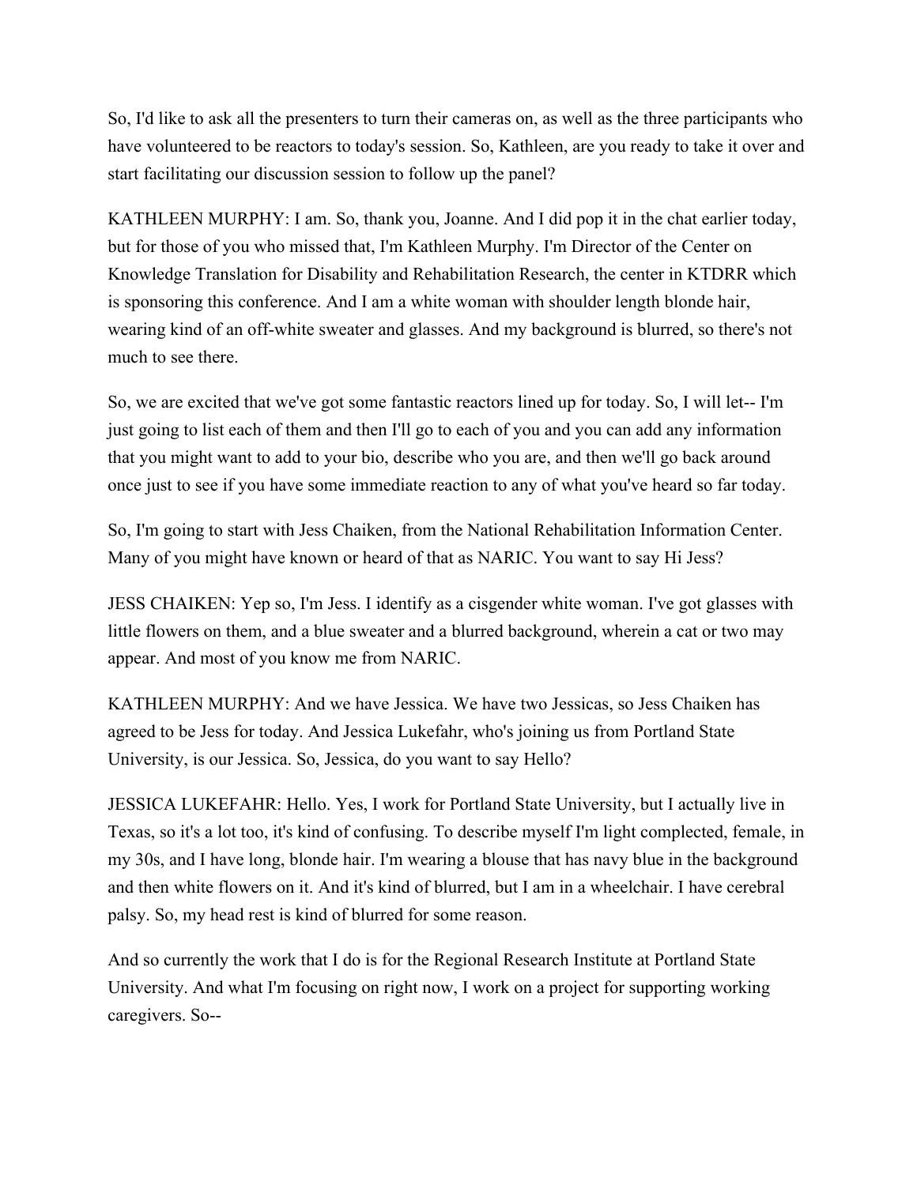So, I'd like to ask all the presenters to turn their cameras on, as well as the three participants who have volunteered to be reactors to today's session. So, Kathleen, are you ready to take it over and start facilitating our discussion session to follow up the panel?

KATHLEEN MURPHY: I am. So, thank you, Joanne. And I did pop it in the chat earlier today, but for those of you who missed that, I'm Kathleen Murphy. I'm Director of the Center on Knowledge Translation for Disability and Rehabilitation Research, the center in KTDRR which is sponsoring this conference. And I am a white woman with shoulder length blonde hair, wearing kind of an off-white sweater and glasses. And my background is blurred, so there's not much to see there.

So, we are excited that we've got some fantastic reactors lined up for today. So, I will let-- I'm just going to list each of them and then I'll go to each of you and you can add any information that you might want to add to your bio, describe who you are, and then we'll go back around once just to see if you have some immediate reaction to any of what you've heard so far today.

So, I'm going to start with Jess Chaiken, from the National Rehabilitation Information Center. Many of you might have known or heard of that as NARIC. You want to say Hi Jess?

JESS CHAIKEN: Yep so, I'm Jess. I identify as a cisgender white woman. I've got glasses with little flowers on them, and a blue sweater and a blurred background, wherein a cat or two may appear. And most of you know me from NARIC.

KATHLEEN MURPHY: And we have Jessica. We have two Jessicas, so Jess Chaiken has agreed to be Jess for today. And Jessica Lukefahr, who's joining us from Portland State University, is our Jessica. So, Jessica, do you want to say Hello?

JESSICA LUKEFAHR: Hello. Yes, I work for Portland State University, but I actually live in Texas, so it's a lot too, it's kind of confusing. To describe myself I'm light complected, female, in my 30s, and I have long, blonde hair. I'm wearing a blouse that has navy blue in the background and then white flowers on it. And it's kind of blurred, but I am in a wheelchair. I have cerebral palsy. So, my head rest is kind of blurred for some reason.

And so currently the work that I do is for the Regional Research Institute at Portland State University. And what I'm focusing on right now, I work on a project for supporting working caregivers. So--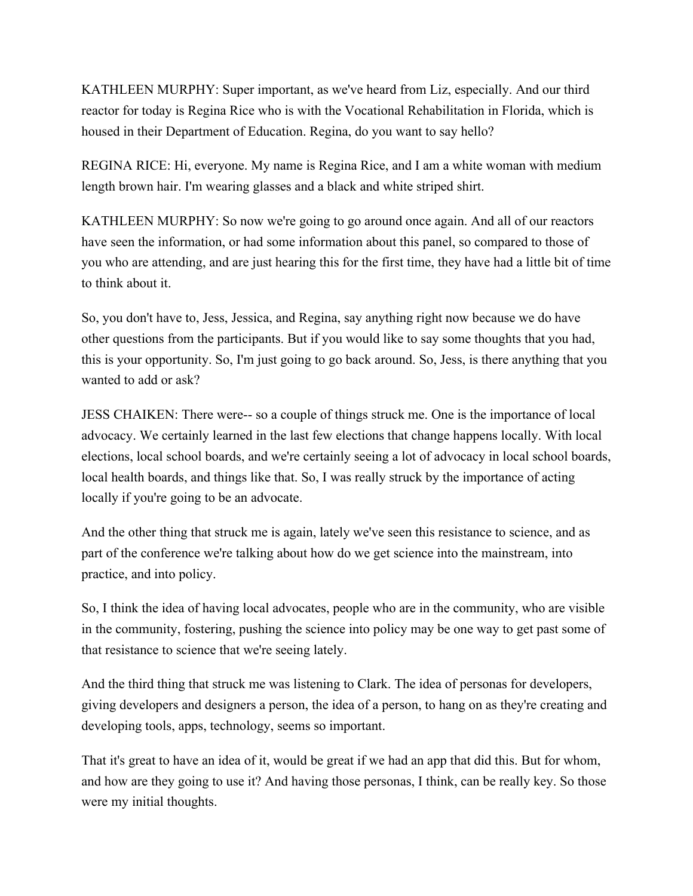KATHLEEN MURPHY: Super important, as we've heard from Liz, especially. And our third reactor for today is Regina Rice who is with the Vocational Rehabilitation in Florida, which is housed in their Department of Education. Regina, do you want to say hello?

REGINA RICE: Hi, everyone. My name is Regina Rice, and I am a white woman with medium length brown hair. I'm wearing glasses and a black and white striped shirt.

KATHLEEN MURPHY: So now we're going to go around once again. And all of our reactors have seen the information, or had some information about this panel, so compared to those of you who are attending, and are just hearing this for the first time, they have had a little bit of time to think about it.

So, you don't have to, Jess, Jessica, and Regina, say anything right now because we do have other questions from the participants. But if you would like to say some thoughts that you had, this is your opportunity. So, I'm just going to go back around. So, Jess, is there anything that you wanted to add or ask?

JESS CHAIKEN: There were-- so a couple of things struck me. One is the importance of local advocacy. We certainly learned in the last few elections that change happens locally. With local elections, local school boards, and we're certainly seeing a lot of advocacy in local school boards, local health boards, and things like that. So, I was really struck by the importance of acting locally if you're going to be an advocate.

And the other thing that struck me is again, lately we've seen this resistance to science, and as part of the conference we're talking about how do we get science into the mainstream, into practice, and into policy.

So, I think the idea of having local advocates, people who are in the community, who are visible in the community, fostering, pushing the science into policy may be one way to get past some of that resistance to science that we're seeing lately.

And the third thing that struck me was listening to Clark. The idea of personas for developers, giving developers and designers a person, the idea of a person, to hang on as they're creating and developing tools, apps, technology, seems so important.

That it's great to have an idea of it, would be great if we had an app that did this. But for whom, and how are they going to use it? And having those personas, I think, can be really key. So those were my initial thoughts.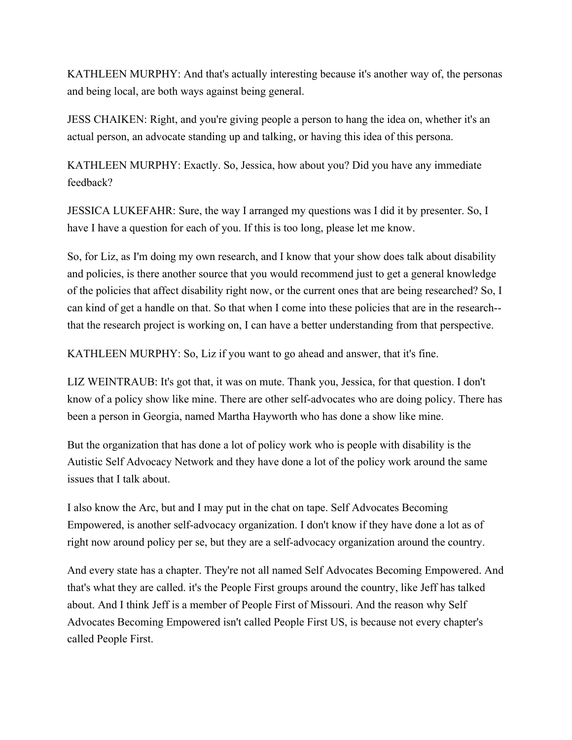KATHLEEN MURPHY: And that's actually interesting because it's another way of, the personas and being local, are both ways against being general.

JESS CHAIKEN: Right, and you're giving people a person to hang the idea on, whether it's an actual person, an advocate standing up and talking, or having this idea of this persona.

KATHLEEN MURPHY: Exactly. So, Jessica, how about you? Did you have any immediate feedback?

JESSICA LUKEFAHR: Sure, the way I arranged my questions was I did it by presenter. So, I have I have a question for each of you. If this is too long, please let me know.

So, for Liz, as I'm doing my own research, and I know that your show does talk about disability and policies, is there another source that you would recommend just to get a general knowledge of the policies that affect disability right now, or the current ones that are being researched? So, I can kind of get a handle on that. So that when I come into these policies that are in the research--that the research project is working on, I can have a better understanding from that perspective.

KATHLEEN MURPHY: So, Liz if you want to go ahead and answer, that it's fine.

LIZ WEINTRAUB: It's got that, it was on mute. Thank you, Jessica, for that question. I don't know of a policy show like mine. There are other self-advocates who are doing policy. There has been a person in Georgia, named Martha Hayworth who has done a show like mine.

But the organization that has done a lot of policy work who is people with disability is the Autistic Self Advocacy Network and they have done a lot of the policy work around the same issues that I talk about.

I also know the Arc, but and I may put in the chat on tape. Self Advocates Becoming Empowered, is another self-advocacy organization. I don't know if they have done a lot as of right now around policy per se, but they are a self-advocacy organization around the country.

And every state has a chapter. They're not all named Self Advocates Becoming Empowered. And that's what they are called. it's the People First groups around the country, like Jeff has talked about. And I think Jeff is a member of People First of Missouri. And the reason why Self Advocates Becoming Empowered isn't called People First US, is because not every chapter's called People First.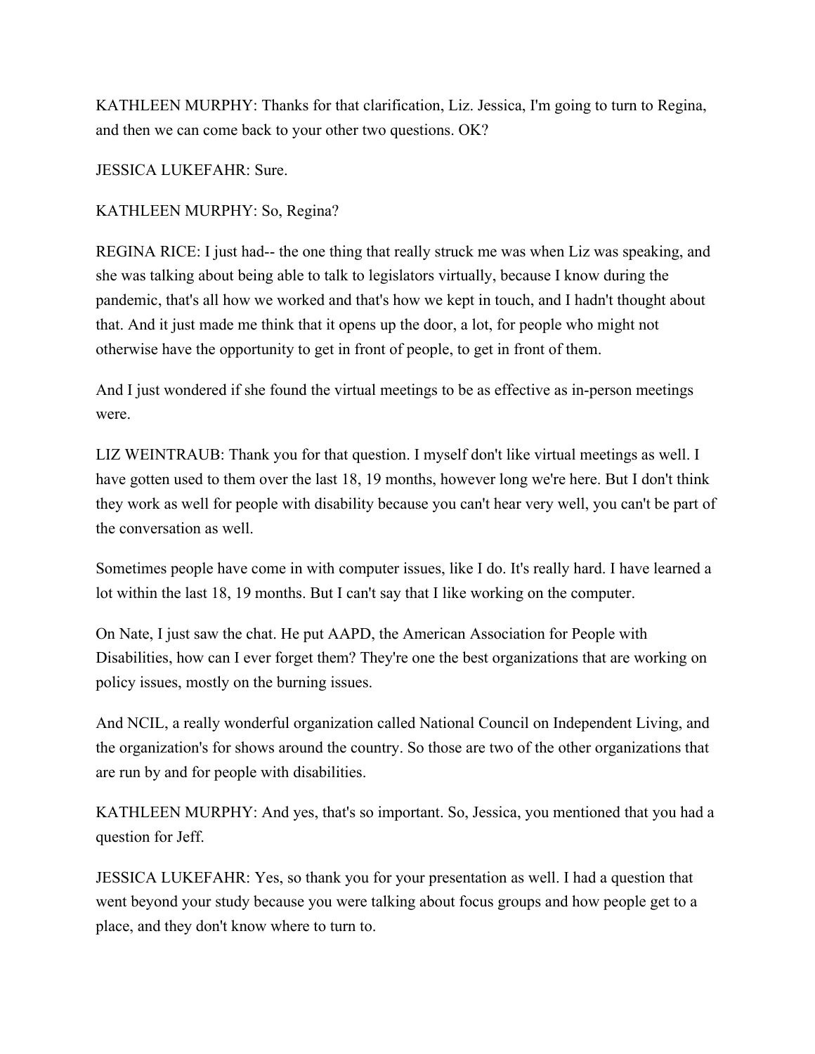KATHLEEN MURPHY: Thanks for that clarification, Liz. Jessica, I'm going to turn to Regina, and then we can come back to your other two questions. OK?

JESSICA LUKEFAHR: Sure.

KATHLEEN MURPHY: So, Regina?

REGINA RICE: I just had-- the one thing that really struck me was when Liz was speaking, and she was talking about being able to talk to legislators virtually, because I know during the pandemic, that's all how we worked and that's how we kept in touch, and I hadn't thought about that. And it just made me think that it opens up the door, a lot, for people who might not otherwise have the opportunity to get in front of people, to get in front of them.

And I just wondered if she found the virtual meetings to be as effective as in-person meetings were.

LIZ WEINTRAUB: Thank you for that question. I myself don't like virtual meetings as well. I have gotten used to them over the last 18, 19 months, however long we're here. But I don't think they work as well for people with disability because you can't hear very well, you can't be part of the conversation as well.

Sometimes people have come in with computer issues, like I do. It's really hard. I have learned a lot within the last 18, 19 months. But I can't say that I like working on the computer.

On Nate, I just saw the chat. He put AAPD, the American Association for People with Disabilities, how can I ever forget them? They're one the best organizations that are working on policy issues, mostly on the burning issues.

And NCIL, a really wonderful organization called National Council on Independent Living, and the organization's for shows around the country. So those are two of the other organizations that are run by and for people with disabilities.

KATHLEEN MURPHY: And yes, that's so important. So, Jessica, you mentioned that you had a question for Jeff.

JESSICA LUKEFAHR: Yes, so thank you for your presentation as well. I had a question that went beyond your study because you were talking about focus groups and how people get to a place, and they don't know where to turn to.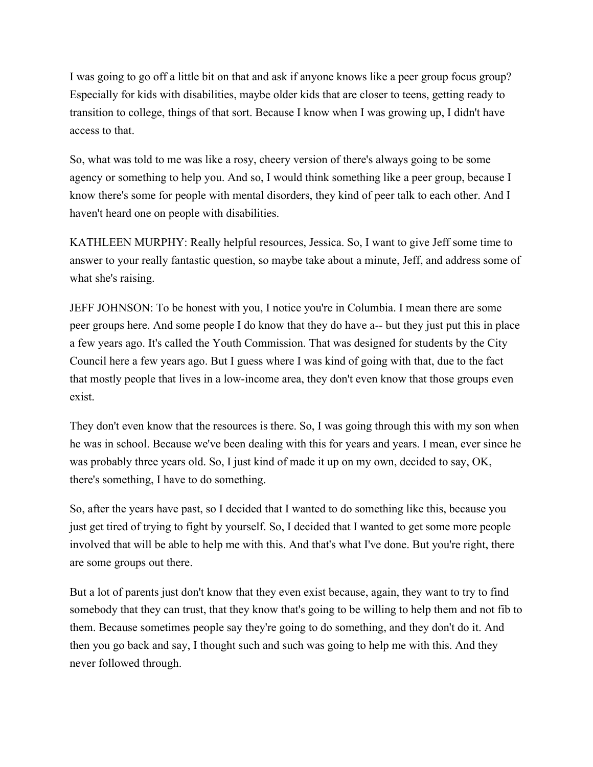I was going to go off a little bit on that and ask if anyone knows like a peer group focus group? Especially for kids with disabilities, maybe older kids that are closer to teens, getting ready to transition to college, things of that sort. Because I know when I was growing up, I didn't have access to that.

So, what was told to me was like a rosy, cheery version of there's always going to be some agency or something to help you. And so, I would think something like a peer group, because I know there's some for people with mental disorders, they kind of peer talk to each other. And I haven't heard one on people with disabilities.

KATHLEEN MURPHY: Really helpful resources, Jessica. So, I want to give Jeff some time to answer to your really fantastic question, so maybe take about a minute, Jeff, and address some of what she's raising.

JEFF JOHNSON: To be honest with you, I notice you're in Columbia. I mean there are some peer groups here. And some people I do know that they do have a-- but they just put this in place a few years ago. It's called the Youth Commission. That was designed for students by the City Council here a few years ago. But I guess where I was kind of going with that, due to the fact that mostly people that lives in a low-income area, they don't even know that those groups even exist.

They don't even know that the resources is there. So, I was going through this with my son when he was in school. Because we've been dealing with this for years and years. I mean, ever since he was probably three years old. So, I just kind of made it up on my own, decided to say, OK, there's something, I have to do something.

So, after the years have past, so I decided that I wanted to do something like this, because you just get tired of trying to fight by yourself. So, I decided that I wanted to get some more people involved that will be able to help me with this. And that's what I've done. But you're right, there are some groups out there.

But a lot of parents just don't know that they even exist because, again, they want to try to find somebody that they can trust, that they know that's going to be willing to help them and not fib to them. Because sometimes people say they're going to do something, and they don't do it. And then you go back and say, I thought such and such was going to help me with this. And they never followed through.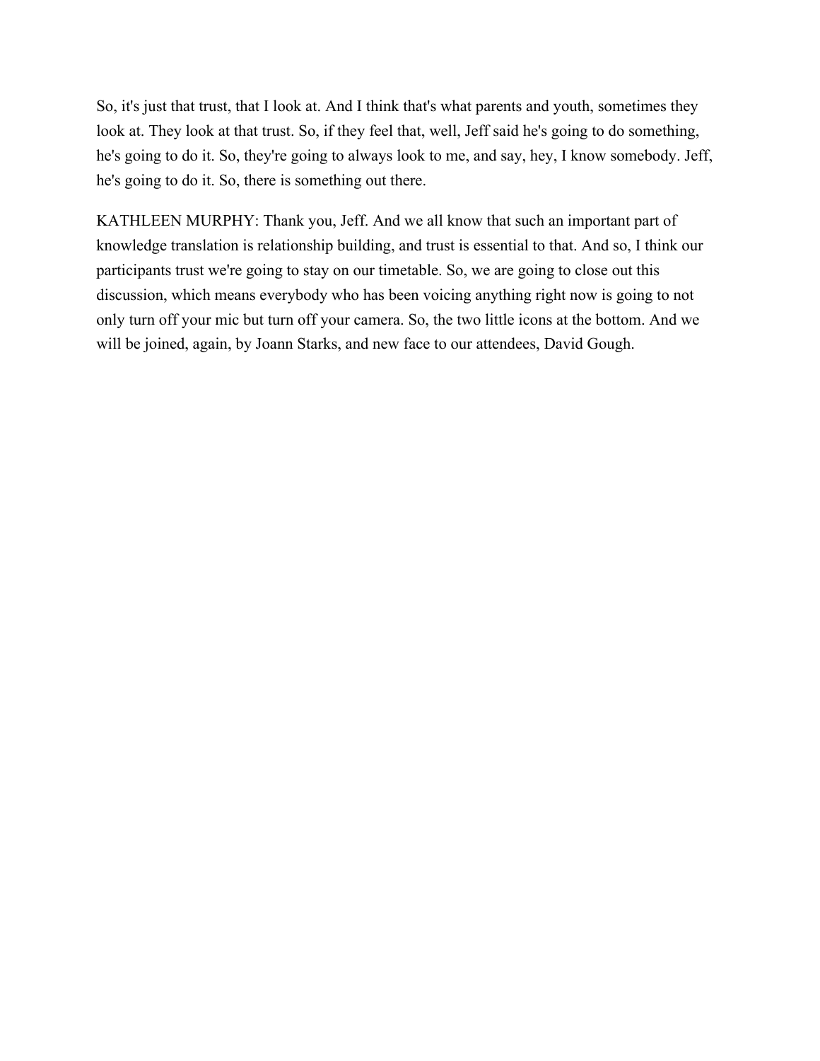So, it's just that trust, that I look at. And I think that's what parents and youth, sometimes they look at. They look at that trust. So, if they feel that, well, Jeff said he's going to do something, he's going to do it. So, they're going to always look to me, and say, hey, I know somebody. Jeff, he's going to do it. So, there is something out there.

KATHLEEN MURPHY: Thank you, Jeff. And we all know that such an important part of knowledge translation is relationship building, and trust is essential to that. And so, I think our participants trust we're going to stay on our timetable. So, we are going to close out this discussion, which means everybody who has been voicing anything right now is going to not only turn off your mic but turn off your camera. So, the two little icons at the bottom. And we will be joined, again, by Joann Starks, and new face to our attendees, David Gough.